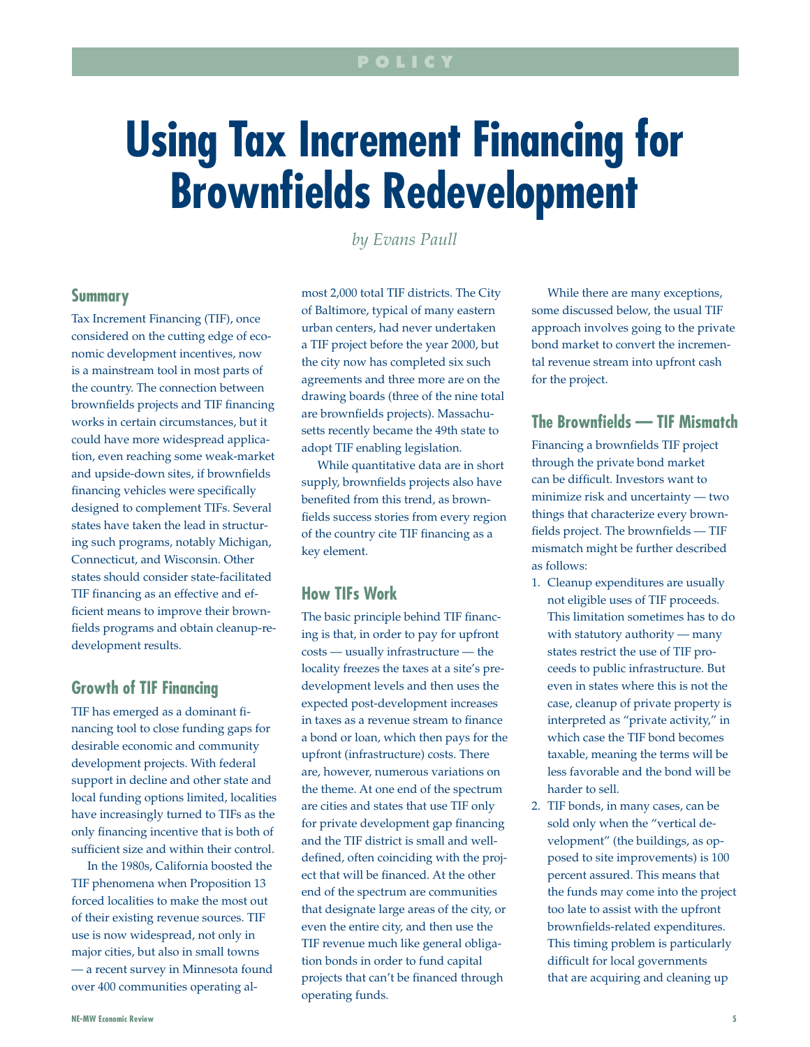POLICY

# Using Tax Increment Financing for Brownfields Redevelopment

*by Evans Paull*

## Summary

Tax Increment Financing (TIF), once considered on the cutting edge of economic development incentives, now is a mainstream tool in most parts of the country. The connection between brownfields projects and TIF financing works in certain circumstances, but it could have more widespread application, even reaching some weak-market and upside-down sites, if brownfields financing vehicles were specifically designed to complement TIFs. Several states have taken the lead in structuring such programs, notably Michigan, Connecticut, and Wisconsin. Other states should consider state-facilitated TIF financing as an effective and efficient means to improve their brownfields programs and obtain cleanup-redevelopment results.

## Growth of TIF Financing

TIF has emerged as a dominant financing tool to close funding gaps for desirable economic and community development projects. With federal support in decline and other state and local funding options limited, localities have increasingly turned to TIFs as the only financing incentive that is both of sufficient size and within their control.

In the 1980s, California boosted the TIF phenomena when Proposition 13 forced localities to make the most out of their existing revenue sources. TIF use is now widespread, not only in major cities, but also in small towns — a recent survey in Minnesota found over 400 communities operating almost 2,000 total TIF districts. The City of Baltimore, typical of many eastern urban centers, had never undertaken a TIF project before the year 2000, but the city now has completed six such agreements and three more are on the drawing boards (three of the nine total are brownfields projects). Massachusetts recently became the 49th state to adopt TIF enabling legislation.

While quantitative data are in short supply, brownfields projects also have benefited from this trend, as brownfields success stories from every region of the country cite TIF financing as a key element.

## How TIFs Work

The basic principle behind TIF financing is that, in order to pay for upfront costs — usually infrastructure — the locality freezes the taxes at a site's predevelopment levels and then uses the expected post-development increases in taxes as a revenue stream to finance a bond or loan, which then pays for the upfront (infrastructure) costs. There are, however, numerous variations on the theme. At one end of the spectrum are cities and states that use TIF only for private development gap financing and the TIF district is small and well-defined, often coinciding with the project that will be financed. At the other end of the spectrum are communities that designate large areas of the city, or even the entire city, and then use the TIF revenue much like general obligation bonds in order to fund capital projects that can't be financed through operating funds.

While there are many exceptions, some discussed below, the usual TIF approach involves going to the private bond market to convert the incremental revenue stream into upfront cash for the project.

## The Brownfields — TIF Mismatch

Financing a brownfields TIF project through the private bond market can be difficult. Investors want to minimize risk and uncertainty — two things that characterize every brownfields project. The brownfields — TIF mismatch might be further described as follows:

1. Cleanup expenditures are usually not eligible uses of TIF proceeds. This limitation sometimes has to do with statutory authority — many states restrict the use of TIF proceeds to public infrastructure. But even in states where this is not the case, cleanup of private property is interpreted as "private activity," in which case the TIF bond becomes taxable, meaning the terms will be less favorable and the bond will be harder to sell.
2. TIF bonds, in many cases, can be sold only when the "vertical development" (the buildings, as opposed to site improvements) is 100 percent assured. This means that the funds may come into the project too late to assist with the upfront brownfields-related expenditures. This timing problem is particularly difficult for local governments that are acquiring and cleaning up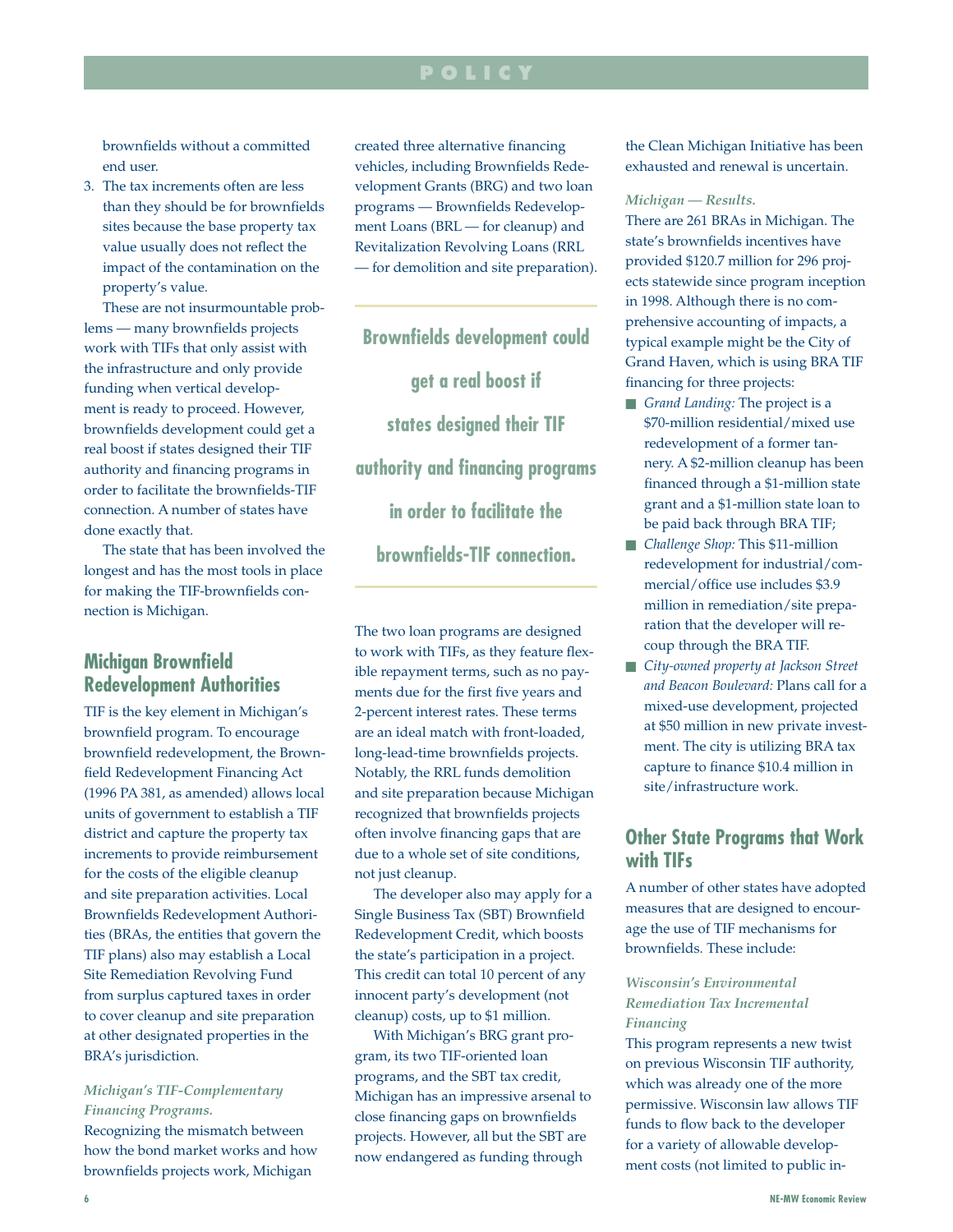brownfields without a committed end user.

3. The tax increments often are less than they should be for brownfields sites because the base property tax value usually does not reflect the impact of the contamination on the property's value.

These are not insurmountable problems — many brownfields projects work with TIFs that only assist with the infrastructure and only provide funding when vertical development is ready to proceed. However, brownfields development could get a real boost if states designed their TIF authority and financing programs in order to facilitate the brownfields-TIF connection. A number of states have done exactly that.

The state that has been involved the longest and has the most tools in place for making the TIF-brownfields connection is Michigan.

## Michigan Brownfield Redevelopment Authorities

TIF is the key element in Michigan's brownfield program. To encourage brownfield redevelopment, the Brownfield Redevelopment Financing Act (1996 PA 381, as amended) allows local units of government to establish a TIF district and capture the property tax increments to provide reimbursement for the costs of the eligible cleanup and site preparation activities. Local Brownfields Redevelopment Authorities (BRAs, the entities that govern the TIF plans) also may establish a Local Site Remediation Revolving Fund from surplus captured taxes in order to cover cleanup and site preparation at other designated properties in the BRA's jurisdiction.

### *Michigan's TIF-Complementary Financing Programs.*

Recognizing the mismatch between how the bond market works and how brownfields projects work, Michigan created three alternative financing vehicles, including Brownfields Redevelopment Grants (BRG) and two loan programs — Brownfields Redevelopment Loans (BRL — for cleanup) and Revitalization Revolving Loans (RRL — for demolition and site preparation).

> **Brownfields development could get a real boost if states designed their TIF authority and financing programs in order to facilitate the brownfields-TIF connection.**

The two loan programs are designed to work with TIFs, as they feature flexible repayment terms, such as no payments due for the first five years and 2-percent interest rates. These terms are an ideal match with front-loaded, long-lead-time brownfields projects. Notably, the RRL funds demolition and site preparation because Michigan recognized that brownfields projects often involve financing gaps that are due to a whole set of site conditions, not just cleanup.

The developer also may apply for a Single Business Tax (SBT) Brownfield Redevelopment Credit, which boosts the state's participation in a project. This credit can total 10 percent of any innocent party's development (not cleanup) costs, up to $1 million.

With Michigan's BRG grant program, its two TIF-oriented loan programs, and the SBT tax credit, Michigan has an impressive arsenal to close financing gaps on brownfields projects. However, all but the SBT are now endangered as funding through the Clean Michigan Initiative has been exhausted and renewal is uncertain.

### *Michigan — Results.*

There are 261 BRAs in Michigan. The state's brownfields incentives have provided $120.7 million for 296 projects statewide since program inception in 1998. Although there is no comprehensive accounting of impacts, a typical example might be the City of Grand Haven, which is using BRA TIF financing for three projects:

- *Grand Landing:* The project is a $70-million residential/mixed use redevelopment of a former tannery. A $2-million cleanup has been financed through a $1-million state grant and a $1-million state loan to be paid back through BRA TIF;
- *Challenge Shop:* This $11-million redevelopment for industrial/commercial/office use includes $3.9 million in remediation/site preparation that the developer will recoup through the BRA TIF.
- *City-owned property at Jackson Street and Beacon Boulevard:* Plans call for a mixed-use development, projected at $50 million in new private investment. The city is utilizing BRA tax capture to finance $10.4 million in site/infrastructure work.

## Other State Programs that Work with TIFs

A number of other states have adopted measures that are designed to encourage the use of TIF mechanisms for brownfields. These include:

### *Wisconsin's Environmental Remediation Tax Incremental Financing*

This program represents a new twist on previous Wisconsin TIF authority, which was already one of the more permissive. Wisconsin law allows TIF funds to flow back to the developer for a variety of allowable development costs (not limited to public in-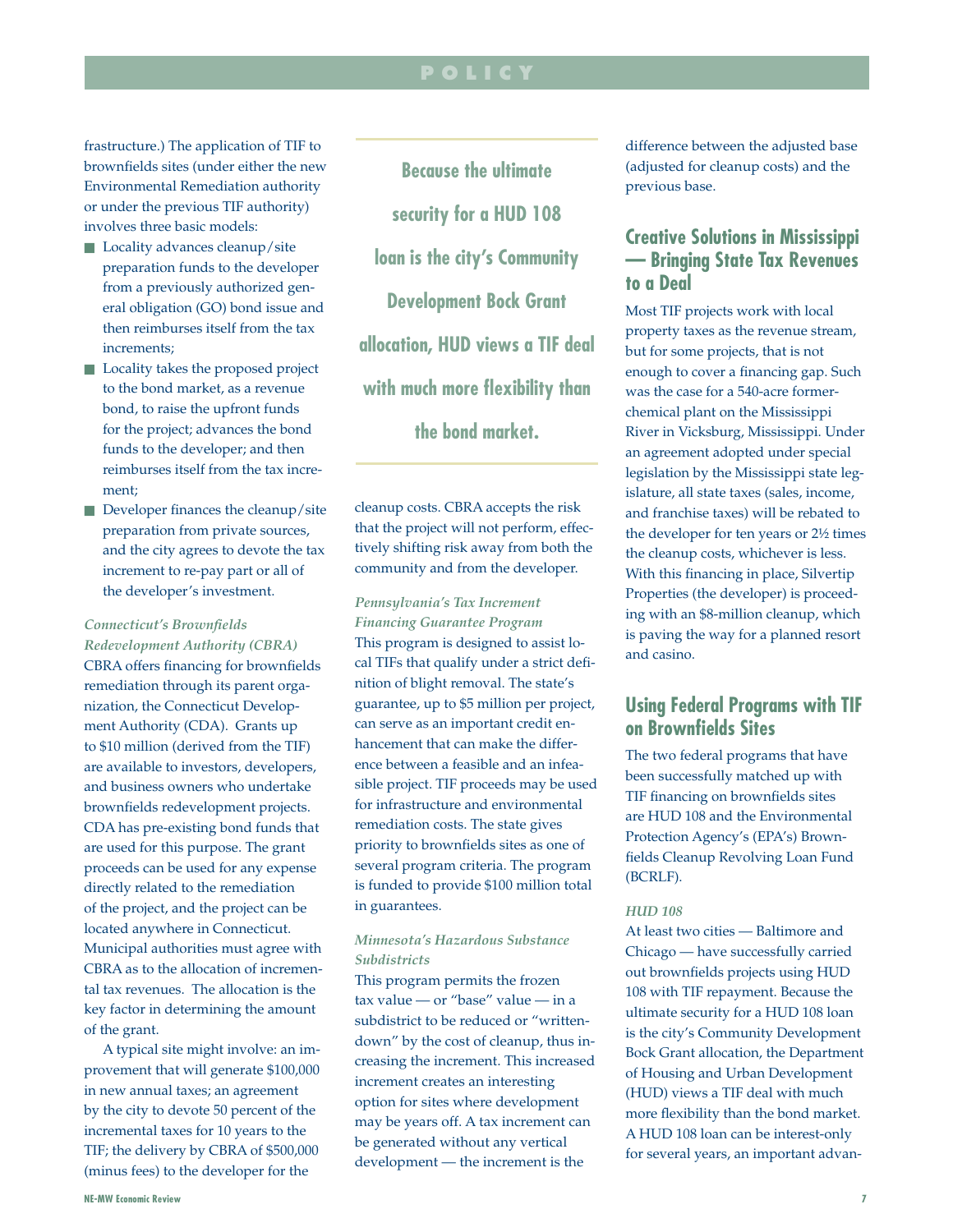frastructure.) The application of TIF to brownfields sites (under either the new Environmental Remediation authority or under the previous TIF authority) involves three basic models:

- Locality advances cleanup/site preparation funds to the developer from a previously authorized general obligation (GO) bond issue and then reimburses itself from the tax increments;
- Locality takes the proposed project to the bond market, as a revenue bond, to raise the upfront funds for the project; advances the bond funds to the developer; and then reimburses itself from the tax increment;
- Developer finances the cleanup/site preparation from private sources, and the city agrees to devote the tax increment to re-pay part or all of the developer's investment.

*Connecticut's Brownfields Redevelopment Authority (CBRA)*

CBRA offers financing for brownfields remediation through its parent organization, the Connecticut Development Authority (CDA). Grants up to $10 million (derived from the TIF) are available to investors, developers, and business owners who undertake brownfields redevelopment projects. CDA has pre-existing bond funds that are used for this purpose. The grant proceeds can be used for any expense directly related to the remediation of the project, and the project can be located anywhere in Connecticut. Municipal authorities must agree with CBRA as to the allocation of incremental tax revenues. The allocation is the key factor in determining the amount of the grant.

A typical site might involve: an improvement that will generate $100,000 in new annual taxes; an agreement by the city to devote 50 percent of the incremental taxes for 10 years to the TIF; the delivery by CBRA of $500,000 (minus fees) to the developer for the cleanup costs. CBRA accepts the risk that the project will not perform, effectively shifting risk away from both the community and from the developer.

*Pennsylvania's Tax Increment Financing Guarantee Program*

This program is designed to assist local TIFs that qualify under a strict definition of blight removal. The state's guarantee, up to $5 million per project, can serve as an important credit enhancement that can make the difference between a feasible and an infeasible project. TIF proceeds may be used for infrastructure and environmental remediation costs. The state gives priority to brownfields sites as one of several program criteria. The program is funded to provide $100 million total in guarantees.

*Minnesota's Hazardous Substance Subdistricts*

This program permits the frozen tax value — or "base" value — in a subdistrict to be reduced or "written-down" by the cost of cleanup, thus increasing the increment. This increased increment creates an interesting option for sites where development may be years off. A tax increment can be generated without any vertical development — the increment is the difference between the adjusted base (adjusted for cleanup costs) and the previous base.

## Creative Solutions in Mississippi — Bringing State Tax Revenues to a Deal

Most TIF projects work with local property taxes as the revenue stream, but for some projects, that is not enough to cover a financing gap. Such was the case for a 540-acre former-chemical plant on the Mississippi River in Vicksburg, Mississippi. Under an agreement adopted under special legislation by the Mississippi state legislature, all state taxes (sales, income, and franchise taxes) will be rebated to the developer for ten years or 2½ times the cleanup costs, whichever is less. With this financing in place, Silvertip Properties (the developer) is proceeding with an $8-million cleanup, which is paving the way for a planned resort and casino.

## Using Federal Programs with TIF on Brownfields Sites

The two federal programs that have been successfully matched up with TIF financing on brownfields sites are HUD 108 and the Environmental Protection Agency's (EPA's) Brownfields Cleanup Revolving Loan Fund (BCRLF).

*HUD 108*

At least two cities — Baltimore and Chicago — have successfully carried out brownfields projects using HUD 108 with TIF repayment. Because the ultimate security for a HUD 108 loan is the city's Community Development Bock Grant allocation, the Department of Housing and Urban Development (HUD) views a TIF deal with much more flexibility than the bond market. A HUD 108 loan can be interest-only for several years, an important advan-

> **Because the ultimate security for a HUD 108 loan is the city's Community Development Bock Grant allocation, HUD views a TIF deal with much more flexibility than the bond market.**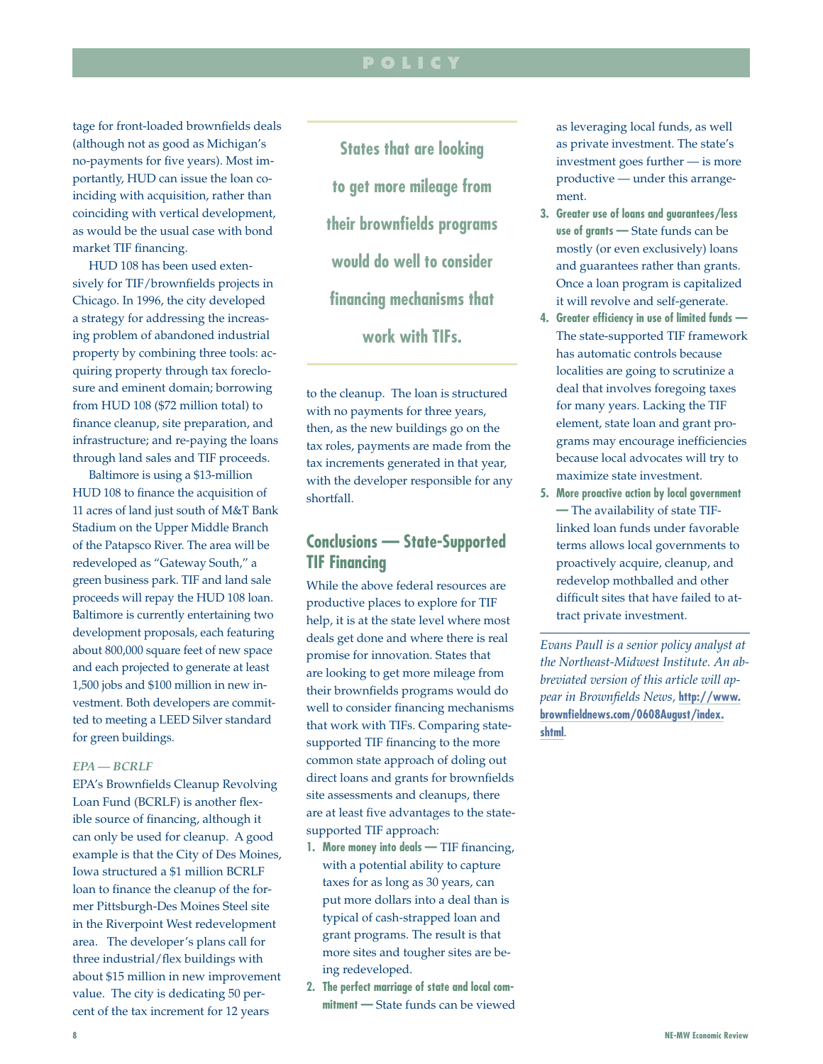tage for front-loaded brownfields deals (although not as good as Michigan's no-payments for five years). Most importantly, HUD can issue the loan coinciding with acquisition, rather than coinciding with vertical development, as would be the usual case with bond market TIF financing.

HUD 108 has been used extensively for TIF/brownfields projects in Chicago. In 1996, the city developed a strategy for addressing the increasing problem of abandoned industrial property by combining three tools: acquiring property through tax foreclosure and eminent domain; borrowing from HUD 108 ($72 million total) to finance cleanup, site preparation, and infrastructure; and re-paying the loans through land sales and TIF proceeds.

Baltimore is using a $13-million HUD 108 to finance the acquisition of 11 acres of land just south of M&T Bank Stadium on the Upper Middle Branch of the Patapsco River. The area will be redeveloped as "Gateway South," a green business park. TIF and land sale proceeds will repay the HUD 108 loan. Baltimore is currently entertaining two development proposals, each featuring about 800,000 square feet of new space and each projected to generate at least 1,500 jobs and $100 million in new investment. Both developers are committed to meeting a LEED Silver standard for green buildings.

*EPA — BCRLF*

EPA's Brownfields Cleanup Revolving Loan Fund (BCRLF) is another flexible source of financing, although it can only be used for cleanup. A good example is that the City of Des Moines, Iowa structured a $1 million BCRLF loan to finance the cleanup of the former Pittsburgh-Des Moines Steel site in the Riverpoint West redevelopment area. The developer's plans call for three industrial/flex buildings with about $15 million in new improvement value. The city is dedicating 50 percent of the tax increment for 12 years to the cleanup. The loan is structured with no payments for three years, then, as the new buildings go on the tax roles, payments are made from the tax increments generated in that year, with the developer responsible for any shortfall.

> **States that are looking to get more mileage from their brownfields programs would do well to consider financing mechanisms that work with TIFs.**

## Conclusions — State-Supported TIF Financing

While the above federal resources are productive places to explore for TIF help, it is at the state level where most deals get done and where there is real promise for innovation. States that are looking to get more mileage from their brownfields programs would do well to consider financing mechanisms that work with TIFs. Comparing state-supported TIF financing to the more common state approach of doling out direct loans and grants for brownfields site assessments and cleanups, there are at least five advantages to the state-supported TIF approach:

1. **More money into deals —** TIF financing, with a potential ability to capture taxes for as long as 30 years, can put more dollars into a deal than is typical of cash-strapped loan and grant programs. The result is that more sites and tougher sites are being redeveloped.
2. **The perfect marriage of state and local commitment —** State funds can be viewed as leveraging local funds, as well as private investment. The state's investment goes further — is more productive — under this arrangement.
3. **Greater use of loans and guarantees/less use of grants —** State funds can be mostly (or even exclusively) loans and guarantees rather than grants. Once a loan program is capitalized it will revolve and self-generate.
4. **Greater efficiency in use of limited funds —** The state-supported TIF framework has automatic controls because localities are going to scrutinize a deal that involves foregoing taxes for many years. Lacking the TIF element, state loan and grant programs may encourage inefficiencies because local advocates will try to maximize state investment.
5. **More proactive action by local government —** The availability of state TIF-linked loan funds under favorable terms allows local governments to proactively acquire, cleanup, and redevelop mothballed and other difficult sites that have failed to attract private investment.

---

*Evans Paull is a senior policy analyst at the Northeast-Midwest Institute. An abbreviated version of this article will appear in Brownfields News,* **http://www.brownfieldnews.com/0608August/index.shtml**.